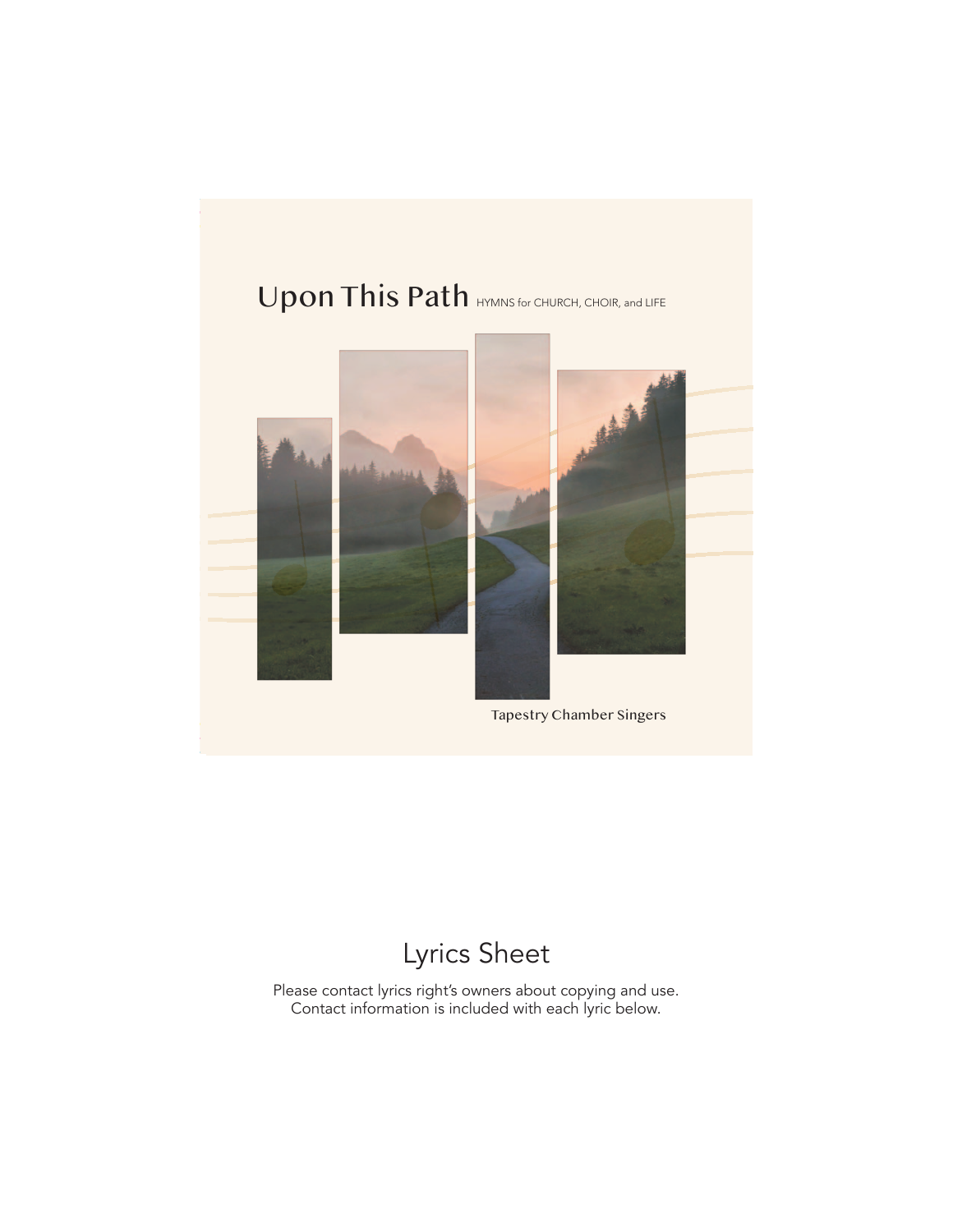# Upon This Path

HYMNS for CHURCH, CHOIR, and LIFE

Tapestry Chamber Singers

## Lyrics Sheet

Please contact lyrics right's owners about copying and use.
Contact information is included with each lyric below.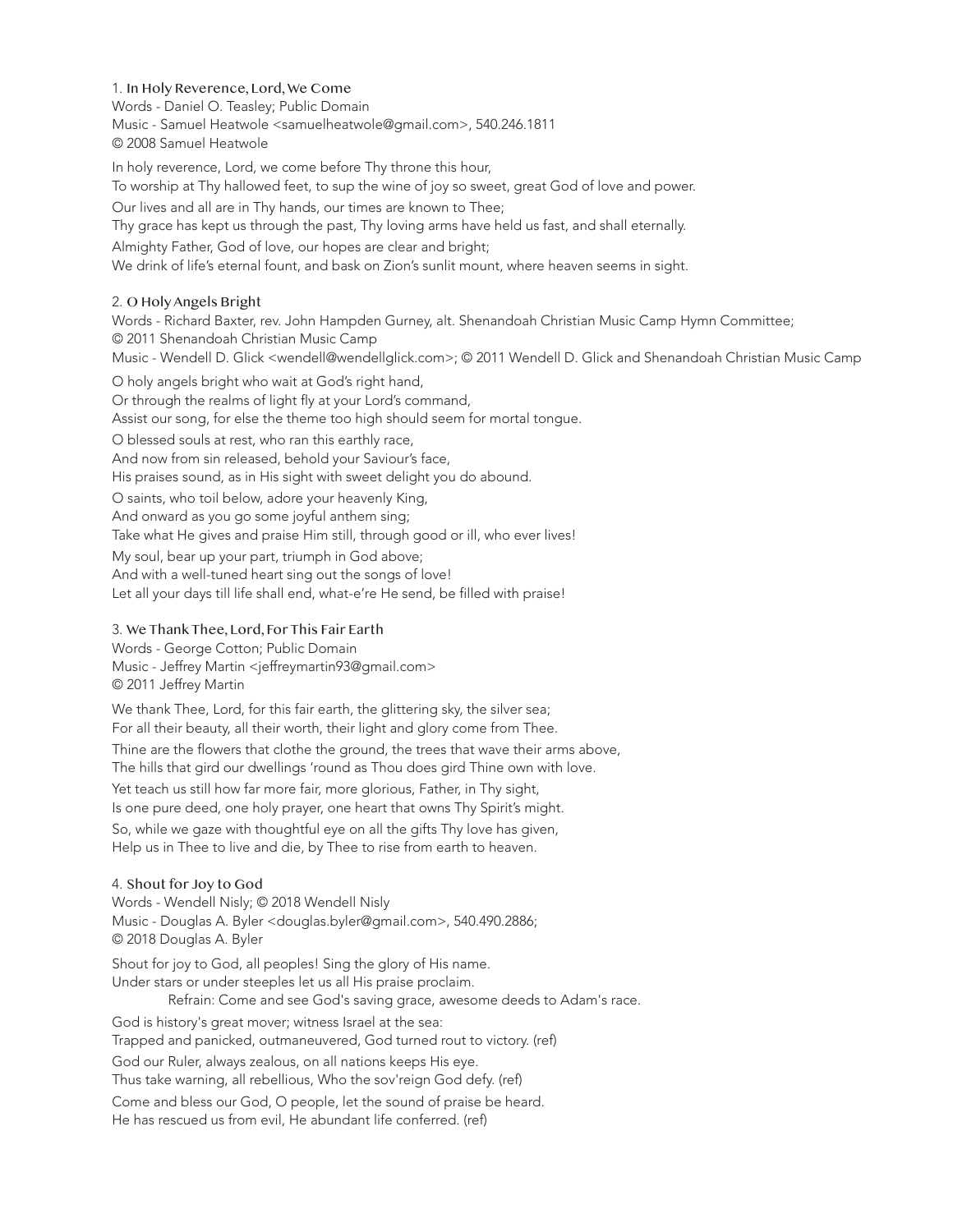1. **In Holy Reverence, Lord, We Come**
Words - Daniel O. Teasley; Public Domain
Music - Samuel Heatwole <samuelheatwole@gmail.com>, 540.246.1811
© 2008 Samuel Heatwole

In holy reverence, Lord, we come before Thy throne this hour,
To worship at Thy hallowed feet, to sup the wine of joy so sweet, great God of love and power.

Our lives and all are in Thy hands, our times are known to Thee;
Thy grace has kept us through the past, Thy loving arms have held us fast, and shall eternally.

Almighty Father, God of love, our hopes are clear and bright;
We drink of life's eternal fount, and bask on Zion's sunlit mount, where heaven seems in sight.

2. **O Holy Angels Bright**
Words - Richard Baxter, rev. John Hampden Gurney, alt. Shenandoah Christian Music Camp Hymn Committee;
© 2011 Shenandoah Christian Music Camp
Music - Wendell D. Glick <wendell@wendellglick.com>; © 2011 Wendell D. Glick and Shenandoah Christian Music Camp

O holy angels bright who wait at God's right hand,
Or through the realms of light fly at your Lord's command,
Assist our song, for else the theme too high should seem for mortal tongue.

O blessed souls at rest, who ran this earthly race,
And now from sin released, behold your Saviour's face,
His praises sound, as in His sight with sweet delight you do abound.

O saints, who toil below, adore your heavenly King,
And onward as you go some joyful anthem sing;
Take what He gives and praise Him still, through good or ill, who ever lives!

My soul, bear up your part, triumph in God above;
And with a well-tuned heart sing out the songs of love!
Let all your days till life shall end, what-e're He send, be filled with praise!

3. **We Thank Thee, Lord, For This Fair Earth**
Words - George Cotton; Public Domain
Music - Jeffrey Martin <jeffreymartin93@gmail.com>
© 2011 Jeffrey Martin

We thank Thee, Lord, for this fair earth, the glittering sky, the silver sea;
For all their beauty, all their worth, their light and glory come from Thee.

Thine are the flowers that clothe the ground, the trees that wave their arms above,
The hills that gird our dwellings 'round as Thou does gird Thine own with love.

Yet teach us still how far more fair, more glorious, Father, in Thy sight,
Is one pure deed, one holy prayer, one heart that owns Thy Spirit's might.

So, while we gaze with thoughtful eye on all the gifts Thy love has given,
Help us in Thee to live and die, by Thee to rise from earth to heaven.

4. **Shout for Joy to God**
Words - Wendell Nisly; © 2018 Wendell Nisly
Music - Douglas A. Byler <douglas.byler@gmail.com>, 540.490.2886;
© 2018 Douglas A. Byler

Shout for joy to God, all peoples! Sing the glory of His name.
Under stars or under steeples let us all His praise proclaim.
Refrain: Come and see God's saving grace, awesome deeds to Adam's race.

God is history's great mover; witness Israel at the sea:
Trapped and panicked, outmaneuvered, God turned rout to victory. (ref)

God our Ruler, always zealous, on all nations keeps His eye.
Thus take warning, all rebellious, Who the sov'reign God defy. (ref)

Come and bless our God, O people, let the sound of praise be heard.
He has rescued us from evil, He abundant life conferred. (ref)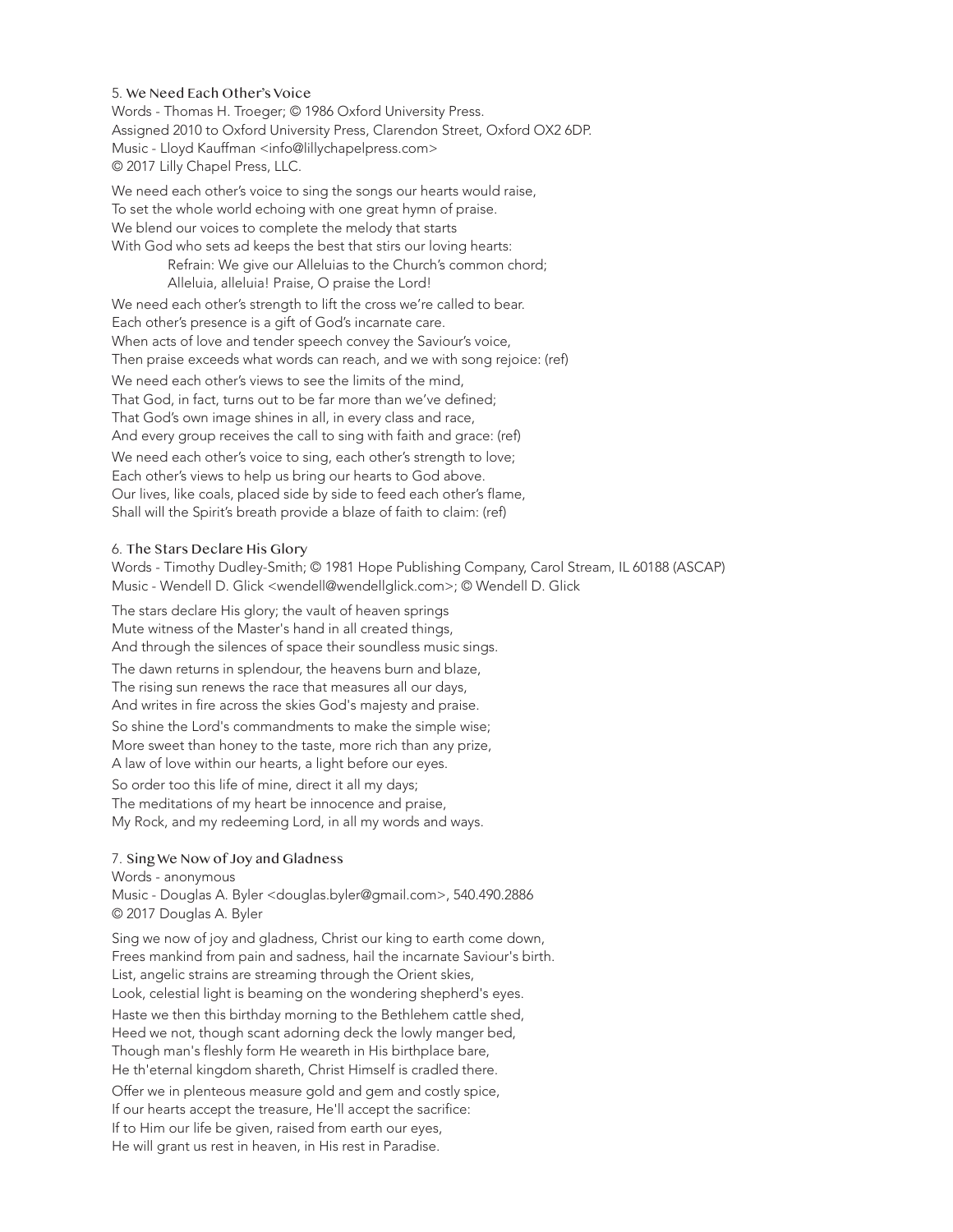### 5. We Need Each Other's Voice

Words - Thomas H. Troeger; © 1986 Oxford University Press.
Assigned 2010 to Oxford University Press, Clarendon Street, Oxford OX2 6DP.
Music - Lloyd Kauffman <info@lillychapelpress.com>
© 2017 Lilly Chapel Press, LLC.

We need each other's voice to sing the songs our hearts would raise,
To set the whole world echoing with one great hymn of praise.
We blend our voices to complete the melody that starts
With God who sets ad keeps the best that stirs our loving hearts:
> Refrain: We give our Alleluias to the Church's common chord;
> Alleluia, alleluia! Praise, O praise the Lord!

We need each other's strength to lift the cross we're called to bear.
Each other's presence is a gift of God's incarnate care.
When acts of love and tender speech convey the Saviour's voice,
Then praise exceeds what words can reach, and we with song rejoice: (ref)

We need each other's views to see the limits of the mind,
That God, in fact, turns out to be far more than we've defined;
That God's own image shines in all, in every class and race,
And every group receives the call to sing with faith and grace: (ref)

We need each other's voice to sing, each other's strength to love;
Each other's views to help us bring our hearts to God above.
Our lives, like coals, placed side by side to feed each other's flame,
Shall will the Spirit's breath provide a blaze of faith to claim: (ref)

### 6. The Stars Declare His Glory

Words - Timothy Dudley-Smith; © 1981 Hope Publishing Company, Carol Stream, IL 60188 (ASCAP)
Music - Wendell D. Glick <wendell@wendellglick.com>; © Wendell D. Glick

The stars declare His glory; the vault of heaven springs
Mute witness of the Master's hand in all created things,
And through the silences of space their soundless music sings.

The dawn returns in splendour, the heavens burn and blaze,
The rising sun renews the race that measures all our days,
And writes in fire across the skies God's majesty and praise.

So shine the Lord's commandments to make the simple wise;
More sweet than honey to the taste, more rich than any prize,
A law of love within our hearts, a light before our eyes.

So order too this life of mine, direct it all my days;
The meditations of my heart be innocence and praise,
My Rock, and my redeeming Lord, in all my words and ways.

### 7. Sing We Now of Joy and Gladness

Words - anonymous
Music - Douglas A. Byler <douglas.byler@gmail.com>, 540.490.2886
© 2017 Douglas A. Byler

Sing we now of joy and gladness, Christ our king to earth come down,
Frees mankind from pain and sadness, hail the incarnate Saviour's birth.
List, angelic strains are streaming through the Orient skies,
Look, celestial light is beaming on the wondering shepherd's eyes.

Haste we then this birthday morning to the Bethlehem cattle shed,
Heed we not, though scant adorning deck the lowly manger bed,
Though man's fleshly form He weareth in His birthplace bare,
He th'eternal kingdom shareth, Christ Himself is cradled there.

Offer we in plenteous measure gold and gem and costly spice,
If our hearts accept the treasure, He'll accept the sacrifice:
If to Him our life be given, raised from earth our eyes,
He will grant us rest in heaven, in His rest in Paradise.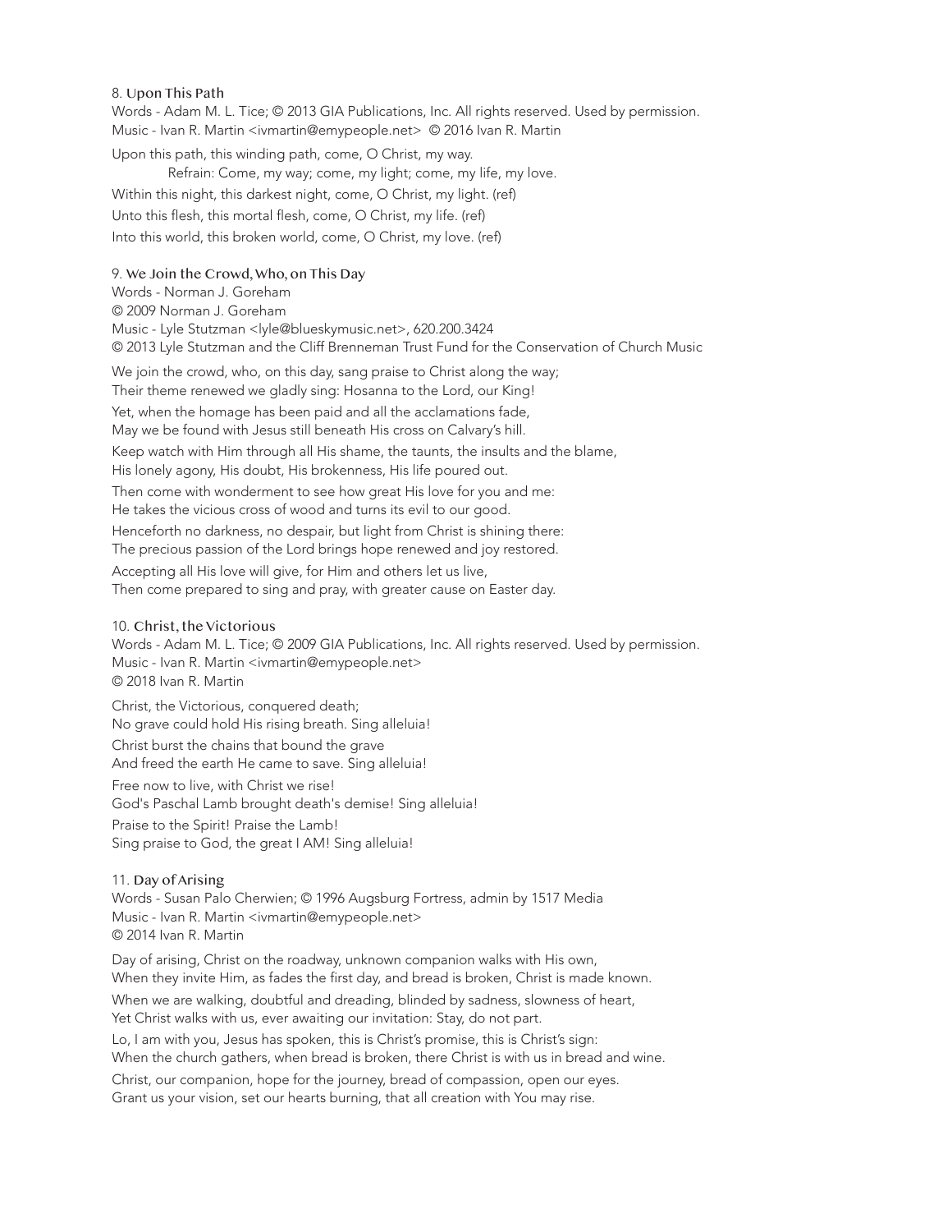8. **Upon This Path**

Words - Adam M. L. Tice; © 2013 GIA Publications, Inc. All rights reserved. Used by permission.
Music - Ivan R. Martin <ivmartin@emypeople.net> © 2016 Ivan R. Martin

Upon this path, this winding path, come, O Christ, my way.
  Refrain: Come, my way; come, my light; come, my life, my love.
Within this night, this darkest night, come, O Christ, my light. (ref)
Unto this flesh, this mortal flesh, come, O Christ, my life. (ref)
Into this world, this broken world, come, O Christ, my love. (ref)

9. **We Join the Crowd, Who, on This Day**

Words - Norman J. Goreham
© 2009 Norman J. Goreham
Music - Lyle Stutzman <lyle@blueskymusic.net>, 620.200.3424
© 2013 Lyle Stutzman and the Cliff Brenneman Trust Fund for the Conservation of Church Music

We join the crowd, who, on this day, sang praise to Christ along the way;
Their theme renewed we gladly sing: Hosanna to the Lord, our King!

Yet, when the homage has been paid and all the acclamations fade,
May we be found with Jesus still beneath His cross on Calvary's hill.

Keep watch with Him through all His shame, the taunts, the insults and the blame,
His lonely agony, His doubt, His brokenness, His life poured out.

Then come with wonderment to see how great His love for you and me:
He takes the vicious cross of wood and turns its evil to our good.

Henceforth no darkness, no despair, but light from Christ is shining there:
The precious passion of the Lord brings hope renewed and joy restored.

Accepting all His love will give, for Him and others let us live,
Then come prepared to sing and pray, with greater cause on Easter day.

10. **Christ, the Victorious**

Words - Adam M. L. Tice; © 2009 GIA Publications, Inc. All rights reserved. Used by permission.
Music - Ivan R. Martin <ivmartin@emypeople.net>
© 2018 Ivan R. Martin

Christ, the Victorious, conquered death;
No grave could hold His rising breath. Sing alleluia!

Christ burst the chains that bound the grave
And freed the earth He came to save. Sing alleluia!

Free now to live, with Christ we rise!
God's Paschal Lamb brought death's demise! Sing alleluia!

Praise to the Spirit! Praise the Lamb!
Sing praise to God, the great I AM! Sing alleluia!

11. **Day of Arising**

Words - Susan Palo Cherwien; © 1996 Augsburg Fortress, admin by 1517 Media
Music - Ivan R. Martin <ivmartin@emypeople.net>
© 2014 Ivan R. Martin

Day of arising, Christ on the roadway, unknown companion walks with His own,
When they invite Him, as fades the first day, and bread is broken, Christ is made known.

When we are walking, doubtful and dreading, blinded by sadness, slowness of heart,
Yet Christ walks with us, ever awaiting our invitation: Stay, do not part.

Lo, I am with you, Jesus has spoken, this is Christ's promise, this is Christ's sign:
When the church gathers, when bread is broken, there Christ is with us in bread and wine.

Christ, our companion, hope for the journey, bread of compassion, open our eyes.
Grant us your vision, set our hearts burning, that all creation with You may rise.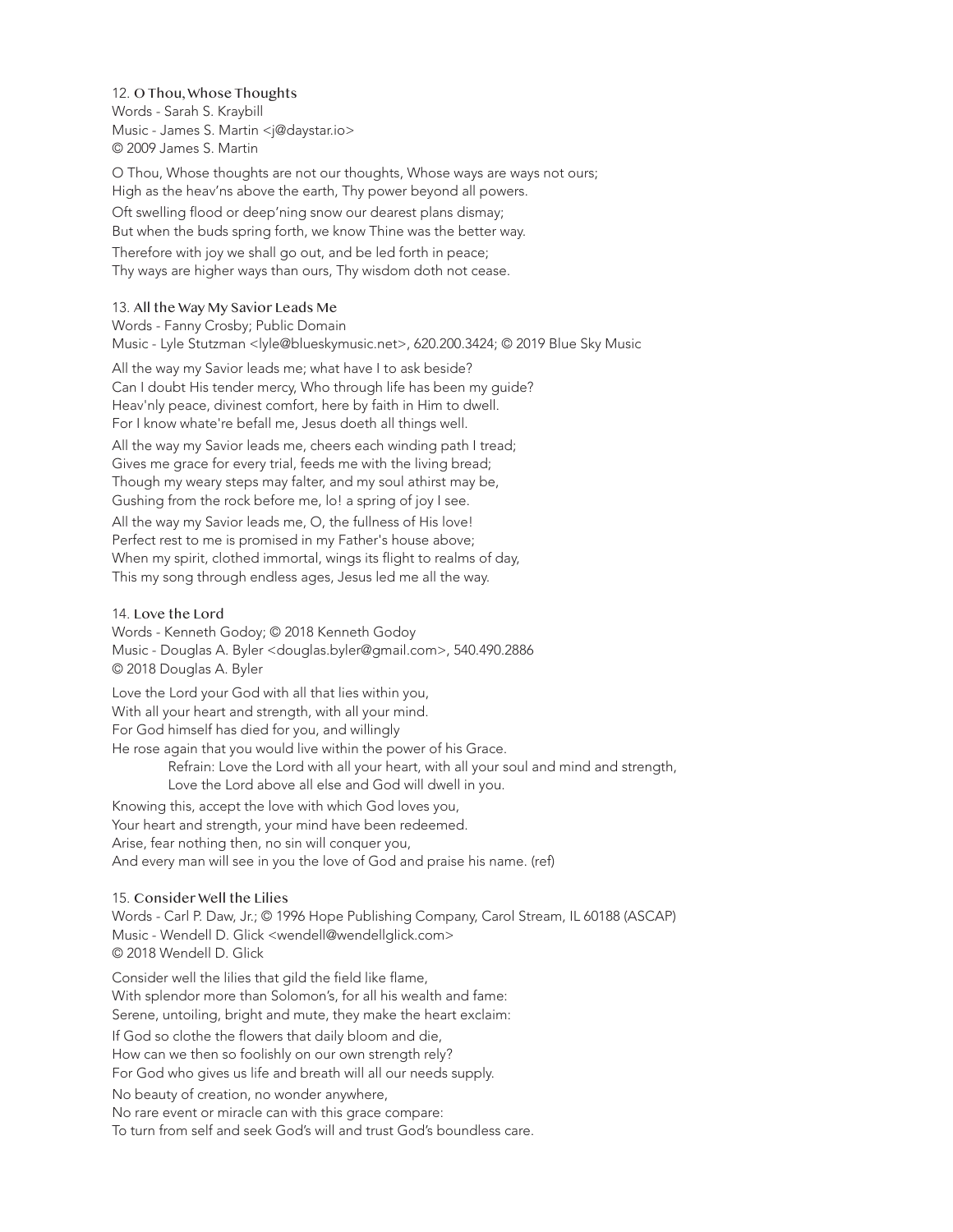### 12. O Thou, Whose Thoughts

Words - Sarah S. Kraybill
Music - James S. Martin <j@daystar.io>
© 2009 James S. Martin

O Thou, Whose thoughts are not our thoughts, Whose ways are ways not ours;
High as the heav'ns above the earth, Thy power beyond all powers.

Oft swelling flood or deep'ning snow our dearest plans dismay;
But when the buds spring forth, we know Thine was the better way.

Therefore with joy we shall go out, and be led forth in peace;
Thy ways are higher ways than ours, Thy wisdom doth not cease.

### 13. All the Way My Savior Leads Me

Words - Fanny Crosby; Public Domain
Music - Lyle Stutzman <lyle@blueskymusic.net>, 620.200.3424; © 2019 Blue Sky Music

All the way my Savior leads me; what have I to ask beside?
Can I doubt His tender mercy, Who through life has been my guide?
Heav'nly peace, divinest comfort, here by faith in Him to dwell.
For I know whate're befall me, Jesus doeth all things well.

All the way my Savior leads me, cheers each winding path I tread;
Gives me grace for every trial, feeds me with the living bread;
Though my weary steps may falter, and my soul athirst may be,
Gushing from the rock before me, lo! a spring of joy I see.

All the way my Savior leads me, O, the fullness of His love!
Perfect rest to me is promised in my Father's house above;
When my spirit, clothed immortal, wings its flight to realms of day,
This my song through endless ages, Jesus led me all the way.

### 14. Love the Lord

Words - Kenneth Godoy; © 2018 Kenneth Godoy
Music - Douglas A. Byler <douglas.byler@gmail.com>, 540.490.2886
© 2018 Douglas A. Byler

Love the Lord your God with all that lies within you,
With all your heart and strength, with all your mind.
For God himself has died for you, and willingly
He rose again that you would live within the power of his Grace.

> Refrain: Love the Lord with all your heart, with all your soul and mind and strength,
> Love the Lord above all else and God will dwell in you.

Knowing this, accept the love with which God loves you,
Your heart and strength, your mind have been redeemed.
Arise, fear nothing then, no sin will conquer you,
And every man will see in you the love of God and praise his name. (ref)

### 15. Consider Well the Lilies

Words - Carl P. Daw, Jr.; © 1996 Hope Publishing Company, Carol Stream, IL 60188 (ASCAP)
Music - Wendell D. Glick <wendell@wendellglick.com>
© 2018 Wendell D. Glick

Consider well the lilies that gild the field like flame,
With splendor more than Solomon's, for all his wealth and fame:
Serene, untoiling, bright and mute, they make the heart exclaim:

If God so clothe the flowers that daily bloom and die,
How can we then so foolishly on our own strength rely?
For God who gives us life and breath will all our needs supply.

No beauty of creation, no wonder anywhere,
No rare event or miracle can with this grace compare:
To turn from self and seek God's will and trust God's boundless care.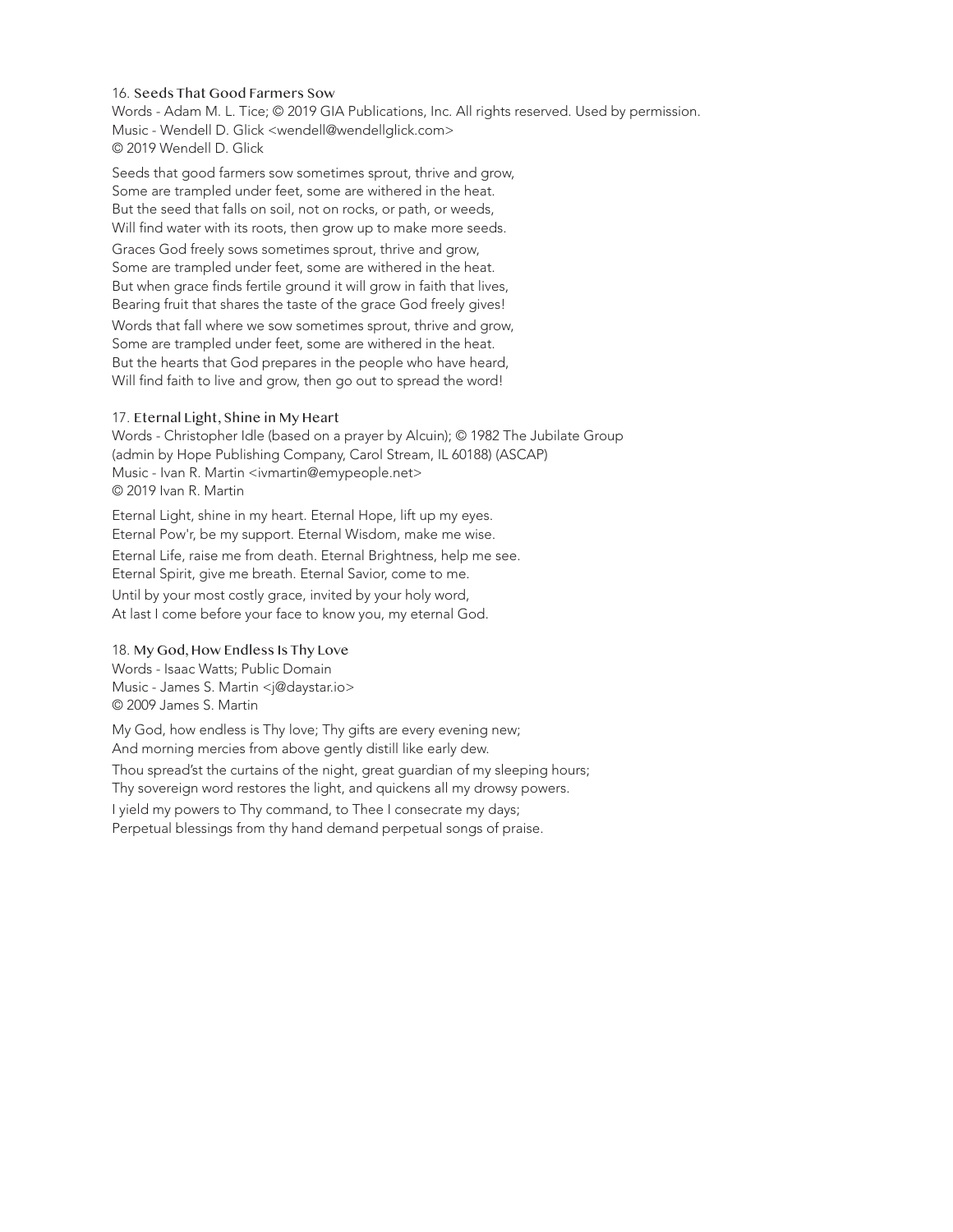### 16. Seeds That Good Farmers Sow

Words - Adam M. L. Tice; © 2019 GIA Publications, Inc. All rights reserved. Used by permission.
Music - Wendell D. Glick <wendell@wendellglick.com>
© 2019 Wendell D. Glick

Seeds that good farmers sow sometimes sprout, thrive and grow,
Some are trampled under feet, some are withered in the heat.
But the seed that falls on soil, not on rocks, or path, or weeds,
Will find water with its roots, then grow up to make more seeds.

Graces God freely sows sometimes sprout, thrive and grow,
Some are trampled under feet, some are withered in the heat.
But when grace finds fertile ground it will grow in faith that lives,
Bearing fruit that shares the taste of the grace God freely gives!

Words that fall where we sow sometimes sprout, thrive and grow,
Some are trampled under feet, some are withered in the heat.
But the hearts that God prepares in the people who have heard,
Will find faith to live and grow, then go out to spread the word!

### 17. Eternal Light, Shine in My Heart

Words - Christopher Idle (based on a prayer by Alcuin); © 1982 The Jubilate Group
(admin by Hope Publishing Company, Carol Stream, IL 60188) (ASCAP)
Music - Ivan R. Martin <ivmartin@emypeople.net>
© 2019 Ivan R. Martin

Eternal Light, shine in my heart. Eternal Hope, lift up my eyes.
Eternal Pow'r, be my support. Eternal Wisdom, make me wise.

Eternal Life, raise me from death. Eternal Brightness, help me see.
Eternal Spirit, give me breath. Eternal Savior, come to me.

Until by your most costly grace, invited by your holy word,
At last I come before your face to know you, my eternal God.

### 18. My God, How Endless Is Thy Love

Words - Isaac Watts; Public Domain
Music - James S. Martin <j@daystar.io>
© 2009 James S. Martin

My God, how endless is Thy love; Thy gifts are every evening new;
And morning mercies from above gently distill like early dew.

Thou spread'st the curtains of the night, great guardian of my sleeping hours;
Thy sovereign word restores the light, and quickens all my drowsy powers.

I yield my powers to Thy command, to Thee I consecrate my days;
Perpetual blessings from thy hand demand perpetual songs of praise.